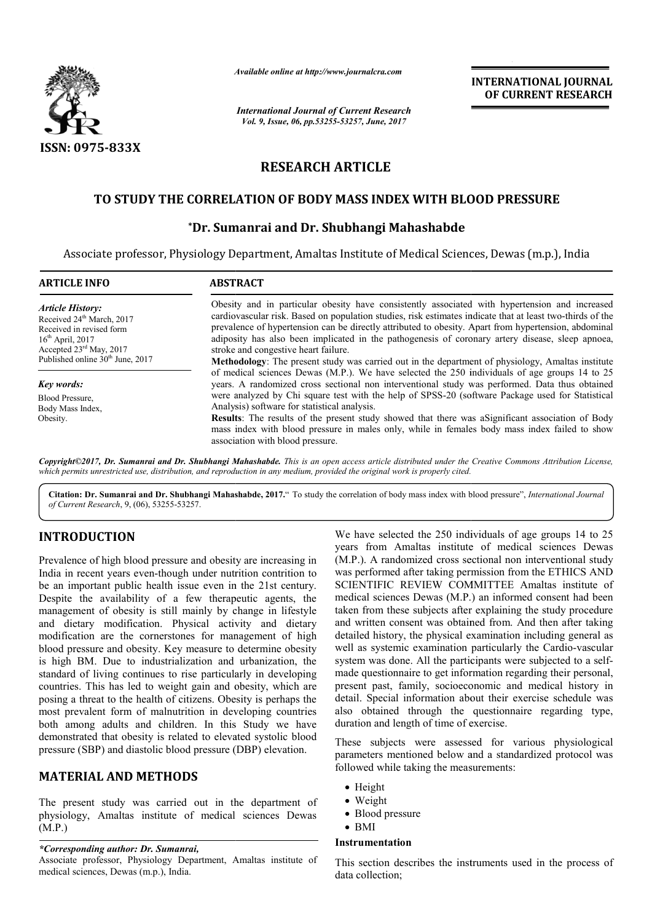*Available online at http://www.journalcra.com*

*International Journal of Current Research*
*Vol. 9, Issue, 06, pp.53255-53257, June, 2017*

**INTERNATIONAL JOURNAL OF CURRENT RESEARCH**

ISSN: 0975-833X

# RESEARCH ARTICLE

## TO STUDY THE CORRELATION OF BODY MASS INDEX WITH BLOOD PRESSURE

**\*Dr. Sumanrai and Dr. Shubhangi Mahashabde**

Associate professor, Physiology Department, Amaltas Institute of Medical Sciences, Dewas (m.p.), India

**ARTICLE INFO**

*Article History:*
Received 24th March, 2017
Received in revised form
16th April, 2017
Accepted 23rd May, 2017
Published online 30th June, 2017

*Key words:*
Blood Pressure,
Body Mass Index,
Obesity.

**ABSTRACT**

Obesity and in particular obesity have consistently associated with hypertension and increased cardiovascular risk. Based on population studies, risk estimates indicate that at least two-thirds of the prevalence of hypertension can be directly attributed to obesity. Apart from hypertension, abdominal adiposity has also been implicated in the pathogenesis of coronary artery disease, sleep apnoea, stroke and congestive heart failure.

**Methodology**: The present study was carried out in the department of physiology, Amaltas institute of medical sciences Dewas (M.P.). We have selected the 250 individuals of age groups 14 to 25 years. A randomized cross sectional non interventional study was performed. Data thus obtained were analyzed by Chi square test with the help of SPSS-20 (software Package used for Statistical Analysis) software for statistical analysis.

**Results**: The results of the present study showed that there was aSignificant association of Body mass index with blood pressure in males only, while in females body mass index failed to show association with blood pressure.

*Copyright©2017, Dr. Sumanrai and Dr. Shubhangi Mahashabde. This is an open access article distributed under the Creative Commons Attribution License, which permits unrestricted use, distribution, and reproduction in any medium, provided the original work is properly cited.*

**Citation: Dr. Sumanrai and Dr. Shubhangi Mahashabde, 2017.**" To study the correlation of body mass index with blood pressure", *International Journal of Current Research*, 9, (06), 53255-53257.

## INTRODUCTION

Prevalence of high blood pressure and obesity are increasing in India in recent years even-though under nutrition contrition to be an important public health issue even in the 21st century. Despite the availability of a few therapeutic agents, the management of obesity is still mainly by change in lifestyle and dietary modification. Physical activity and dietary modification are the cornerstones for management of high blood pressure and obesity. Key measure to determine obesity is high BM. Due to industrialization and urbanization, the standard of living continues to rise particularly in developing countries. This has led to weight gain and obesity, which are posing a threat to the health of citizens. Obesity is perhaps the most prevalent form of malnutrition in developing countries both among adults and children. In this Study we have demonstrated that obesity is related to elevated systolic blood pressure (SBP) and diastolic blood pressure (DBP) elevation.

## MATERIAL AND METHODS

The present study was carried out in the department of physiology, Amaltas institute of medical sciences Dewas (M.P.)

We have selected the 250 individuals of age groups 14 to 25 years from Amaltas institute of medical sciences Dewas (M.P.). A randomized cross sectional non interventional study was performed after taking permission from the ETHICS AND SCIENTIFIC REVIEW COMMITTEE Amaltas institute of medical sciences Dewas (M.P.) an informed consent had been taken from these subjects after explaining the study procedure and written consent was obtained from. And then after taking detailed history, the physical examination including general as well as systemic examination particularly the Cardio-vascular system was done. All the participants were subjected to a self-made questionnaire to get information regarding their personal, present past, family, socioeconomic and medical history in detail. Special information about their exercise schedule was also obtained through the questionnaire regarding type, duration and length of time of exercise.

These subjects were assessed for various physiological parameters mentioned below and a standardized protocol was followed while taking the measurements:

- Height
- Weight
- Blood pressure
- BMI

### Instrumentation

This section describes the instruments used in the process of data collection;

*\*Corresponding author: Dr. Sumanrai,*
Associate professor, Physiology Department, Amaltas institute of medical sciences, Dewas (m.p.), India.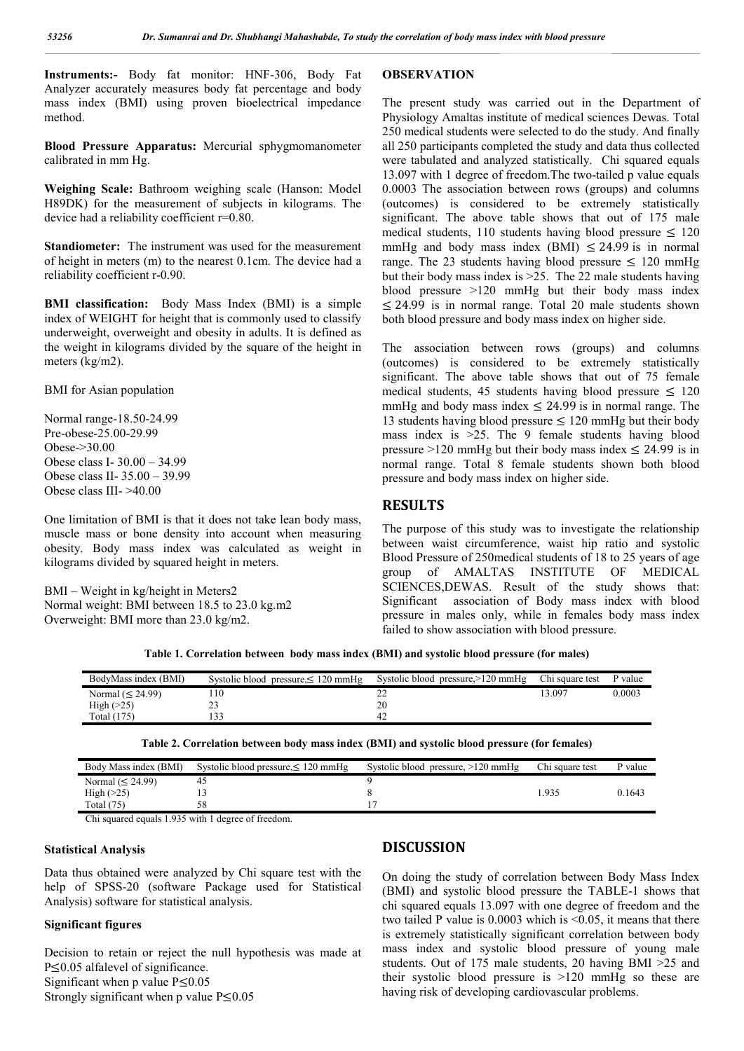**Instruments:-** Body fat monitor: HNF-306, Body Fat Analyzer accurately measures body fat percentage and body mass index (BMI) using proven bioelectrical impedance method.

**Blood Pressure Apparatus:** Mercurial sphygmomanometer calibrated in mm Hg.

**Weighing Scale:** Bathroom weighing scale (Hanson: Model H89DK) for the measurement of subjects in kilograms. The device had a reliability coefficient r=0.80.

**Standiometer:** The instrument was used for the measurement of height in meters (m) to the nearest 0.1cm. The device had a reliability coefficient r-0.90.

**BMI classification:** Body Mass Index (BMI) is a simple index of WEIGHT for height that is commonly used to classify underweight, overweight and obesity in adults. It is defined as the weight in kilograms divided by the square of the height in meters (kg/m2).

BMI for Asian population

Normal range-18.50-24.99
Pre-obese-25.00-29.99
Obese->30.00
Obese class I- 30.00 – 34.99
Obese class II- 35.00 – 39.99
Obese class III- >40.00

One limitation of BMI is that it does not take lean body mass, muscle mass or bone density into account when measuring obesity. Body mass index was calculated as weight in kilograms divided by squared height in meters.

BMI – Weight in kg/height in Meters2
Normal weight: BMI between 18.5 to 23.0 kg.m2
Overweight: BMI more than 23.0 kg/m2.

## OBSERVATION

The present study was carried out in the Department of Physiology Amaltas institute of medical sciences Dewas. Total 250 medical students were selected to do the study. And finally all 250 participants completed the study and data thus collected were tabulated and analyzed statistically. Chi squared equals 13.097 with 1 degree of freedom.The two-tailed p value equals 0.0003 The association between rows (groups) and columns (outcomes) is considered to be extremely statistically significant. The above table shows that out of 175 male medical students, 110 students having blood pressure ≤ 120 mmHg and body mass index (BMI) ≤ 24.99 is in normal range. The 23 students having blood pressure ≤ 120 mmHg but their body mass index is >25. The 22 male students having blood pressure >120 mmHg but their body mass index ≤ 24.99 is in normal range. Total 20 male students shown both blood pressure and body mass index on higher side.

The association between rows (groups) and columns (outcomes) is considered to be extremely statistically significant. The above table shows that out of 75 female medical students, 45 students having blood pressure ≤ 120 mmHg and body mass index ≤ 24.99 is in normal range. The 13 students having blood pressure ≤ 120 mmHg but their body mass index is >25. The 9 female students having blood pressure >120 mmHg but their body mass index ≤ 24.99 is in normal range. Total 8 female students shown both blood pressure and body mass index on higher side.

## RESULTS

The purpose of this study was to investigate the relationship between waist circumference, waist hip ratio and systolic Blood Pressure of 250medical students of 18 to 25 years of age group of AMALTAS INSTITUTE OF MEDICAL SCIENCES,DEWAS. Result of the study shows that: Significant association of Body mass index with blood pressure in males only, while in females body mass index failed to show association with blood pressure.

**Table 1. Correlation between body mass index (BMI) and systolic blood pressure (for males)**

| BodyMass index (BMI) | Systolic blood pressure,≤ 120 mmHg | Systolic blood pressure,>120 mmHg | Chi square test | P value |
|---|---|---|---|---|
| Normal (≤ 24.99) | 110 | 22 | 13.097 | 0.0003 |
| High (>25) | 23 | 20 | | |
| Total (175) | 133 | 42 | | |

**Table 2. Correlation between body mass index (BMI) and systolic blood pressure (for females)**

| Body Mass index (BMI) | Systolic blood pressure,≤ 120 mmHg | Systolic blood pressure, >120 mmHg | Chi square test | P value |
|---|---|---|---|---|
| Normal (≤ 24.99) | 45 | 9 | | |
| High (>25) | 13 | 8 | 1.935 | 0.1643 |
| Total (75) | 58 | 17 | | |

Chi squared equals 1.935 with 1 degree of freedom.

### Statistical Analysis

Data thus obtained were analyzed by Chi square test with the help of SPSS-20 (software Package used for Statistical Analysis) software for statistical analysis.

### Significant figures

Decision to retain or reject the null hypothesis was made at P≤0.05 alfalevel of significance.
Significant when p value P≤0.05
Strongly significant when p value P≤0.05

## DISCUSSION

On doing the study of correlation between Body Mass Index (BMI) and systolic blood pressure the TABLE-1 shows that chi squared equals 13.097 with one degree of freedom and the two tailed P value is 0.0003 which is <0.05, it means that there is extremely statistically significant correlation between body mass index and systolic blood pressure of young male students. Out of 175 male students, 20 having BMI >25 and their systolic blood pressure is >120 mmHg so these are having risk of developing cardiovascular problems.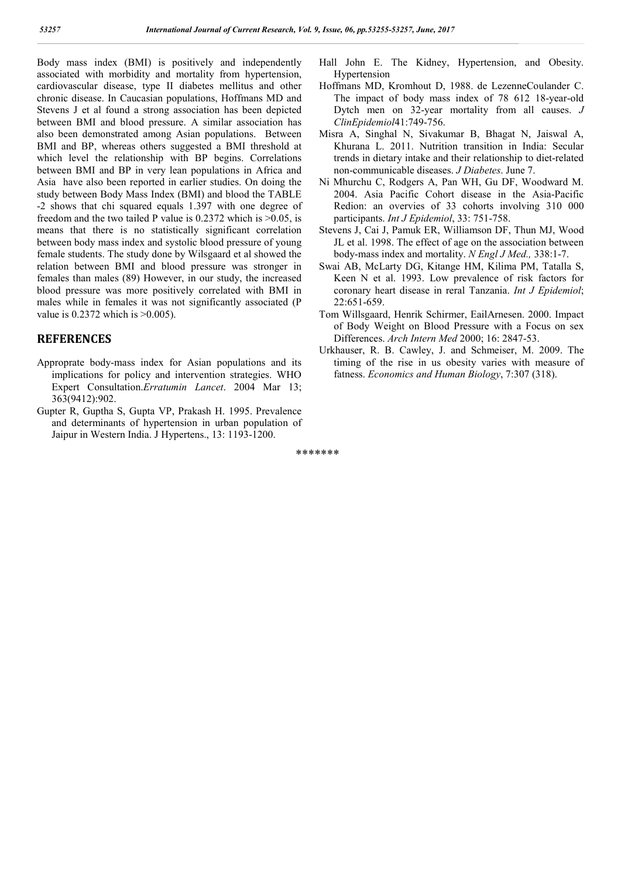Body mass index (BMI) is positively and independently associated with morbidity and mortality from hypertension, cardiovascular disease, type II diabetes mellitus and other chronic disease. In Caucasian populations, Hoffmans MD and Stevens J et al found a strong association has been depicted between BMI and blood pressure. A similar association has also been demonstrated among Asian populations. Between BMI and BP, whereas others suggested a BMI threshold at which level the relationship with BP begins. Correlations between BMI and BP in very lean populations in Africa and Asia have also been reported in earlier studies. On doing the study between Body Mass Index (BMI) and blood the TABLE -2 shows that chi squared equals 1.397 with one degree of freedom and the two tailed P value is 0.2372 which is >0.05, is means that there is no statistically significant correlation between body mass index and systolic blood pressure of young female students. The study done by Wilsgaard et al showed the relation between BMI and blood pressure was stronger in females than males (89) However, in our study, the increased blood pressure was more positively correlated with BMI in males while in females it was not significantly associated (P value is 0.2372 which is >0.005).

## REFERENCES

Approprate body-mass index for Asian populations and its implications for policy and intervention strategies. WHO Expert Consultation.*Erratumin Lancet*. 2004 Mar 13; 363(9412):902.

Gupter R, Guptha S, Gupta VP, Prakash H. 1995. Prevalence and determinants of hypertension in urban population of Jaipur in Western India. J Hypertens., 13: 1193-1200.

Hall John E. The Kidney, Hypertension, and Obesity. Hypertension

Hoffmans MD, Kromhout D, 1988. de LezenneCoulander C. The impact of body mass index of 78 612 18-year-old Dytch men on 32-year mortality from all causes. *J ClinEpidemiol*41:749-756.

Misra A, Singhal N, Sivakumar B, Bhagat N, Jaiswal A, Khurana L. 2011. Nutrition transition in India: Secular trends in dietary intake and their relationship to diet-related non-communicable diseases. *J Diabetes*. June 7.

Ni Mhurchu C, Rodgers A, Pan WH, Gu DF, Woodward M. 2004. Asia Pacific Cohort disease in the Asia-Pacific Redion: an overvies of 33 cohorts involving 310 000 participants. *Int J Epidemiol*, 33: 751-758.

Stevens J, Cai J, Pamuk ER, Williamson DF, Thun MJ, Wood JL et al. 1998. The effect of age on the association between body-mass index and mortality. *N Engl J Med.,* 338:1-7.

Swai AB, McLarty DG, Kitange HM, Kilima PM, Tatalla S, Keen N et al. 1993. Low prevalence of risk factors for coronary heart disease in reral Tanzania. *Int J Epidemiol*; 22:651-659.

Tom Willsgaard, Henrik Schirmer, EailArnesen. 2000. Impact of Body Weight on Blood Pressure with a Focus on sex Differences. *Arch Intern Med* 2000; 16: 2847-53.

Urkhauser, R. B. Cawley, J. and Schmeiser, M. 2009. The timing of the rise in us obesity varies with measure of fatness. *Economics and Human Biology*, 7:307 (318).

*******